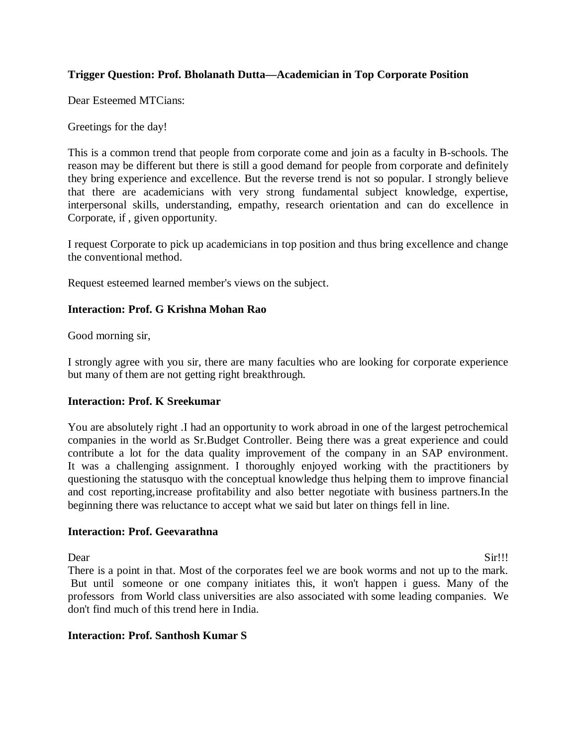**Trigger Question: Prof. Bholanath Dutta—Academician in Top Corporate Position**

Dear Esteemed MTCians:

Greetings for the day!

This is a common trend that people from corporate come and join as a faculty in B-schools. The reason may be different but there is still a good demand for people from corporate and definitely they bring experience and excellence. But the reverse trend is not so popular. I strongly believe that there are academicians with very strong fundamental subject knowledge, expertise, interpersonal skills, understanding, empathy, research orientation and can do excellence in Corporate, if , given opportunity.

I request Corporate to pick up academicians in top position and thus bring excellence and change the conventional method.

Request esteemed learned member's views on the subject.

**Interaction: Prof. G Krishna Mohan Rao**

Good morning sir,

I strongly agree with you sir, there are many faculties who are looking for corporate experience but many of them are not getting right breakthrough.

**Interaction: Prof. K Sreekumar**

You are absolutely right .I had an opportunity to work abroad in one of the largest petrochemical companies in the world as Sr.Budget Controller. Being there was a great experience and could contribute a lot for the data quality improvement of the company in an SAP environment. It was a challenging assignment. I thoroughly enjoyed working with the practitioners by questioning the statusquo with the conceptual knowledge thus helping them to improve financial and cost reporting,increase profitability and also better negotiate with business partners.In the beginning there was reluctance to accept what we said but later on things fell in line.

**Interaction: Prof. Geevarathna**

Dear Sir!!!
There is a point in that. Most of the corporates feel we are book worms and not up to the mark. But until someone or one company initiates this, it won't happen i guess. Many of the professors from World class universities are also associated with some leading companies. We don't find much of this trend here in India.

**Interaction: Prof. Santhosh Kumar S**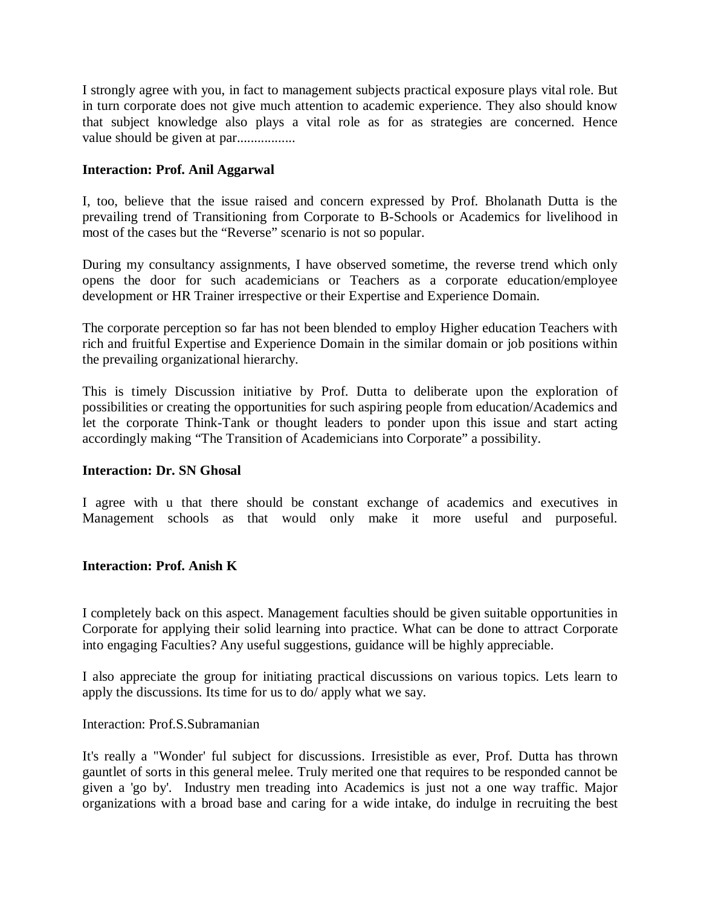I strongly agree with you, in fact to management subjects practical exposure plays vital role. But in turn corporate does not give much attention to academic experience. They also should know that subject knowledge also plays a vital role as for as strategies are concerned. Hence value should be given at par.................

**Interaction: Prof. Anil Aggarwal**

I, too, believe that the issue raised and concern expressed by Prof. Bholanath Dutta is the prevailing trend of Transitioning from Corporate to B-Schools or Academics for livelihood in most of the cases but the “Reverse” scenario is not so popular.

During my consultancy assignments, I have observed sometime, the reverse trend which only opens the door for such academicians or Teachers as a corporate education/employee development or HR Trainer irrespective or their Expertise and Experience Domain.

The corporate perception so far has not been blended to employ Higher education Teachers with rich and fruitful Expertise and Experience Domain in the similar domain or job positions within the prevailing organizational hierarchy.

This is timely Discussion initiative by Prof. Dutta to deliberate upon the exploration of possibilities or creating the opportunities for such aspiring people from education/Academics and let the corporate Think-Tank or thought leaders to ponder upon this issue and start acting accordingly making “The Transition of Academicians into Corporate” a possibility.

**Interaction: Dr. SN Ghosal**

I agree with u that there should be constant exchange of academics and executives in Management schools as that would only make it more useful and purposeful.

**Interaction: Prof. Anish K**

I completely back on this aspect. Management faculties should be given suitable opportunities in Corporate for applying their solid learning into practice. What can be done to attract Corporate into engaging Faculties? Any useful suggestions, guidance will be highly appreciable.

I also appreciate the group for initiating practical discussions on various topics. Lets learn to apply the discussions. Its time for us to do/ apply what we say.

Interaction: Prof.S.Subramanian

It's really a "Wonder' ful subject for discussions. Irresistible as ever, Prof. Dutta has thrown gauntlet of sorts in this general melee. Truly merited one that requires to be responded cannot be given a 'go by'. Industry men treading into Academics is just not a one way traffic. Major organizations with a broad base and caring for a wide intake, do indulge in recruiting the best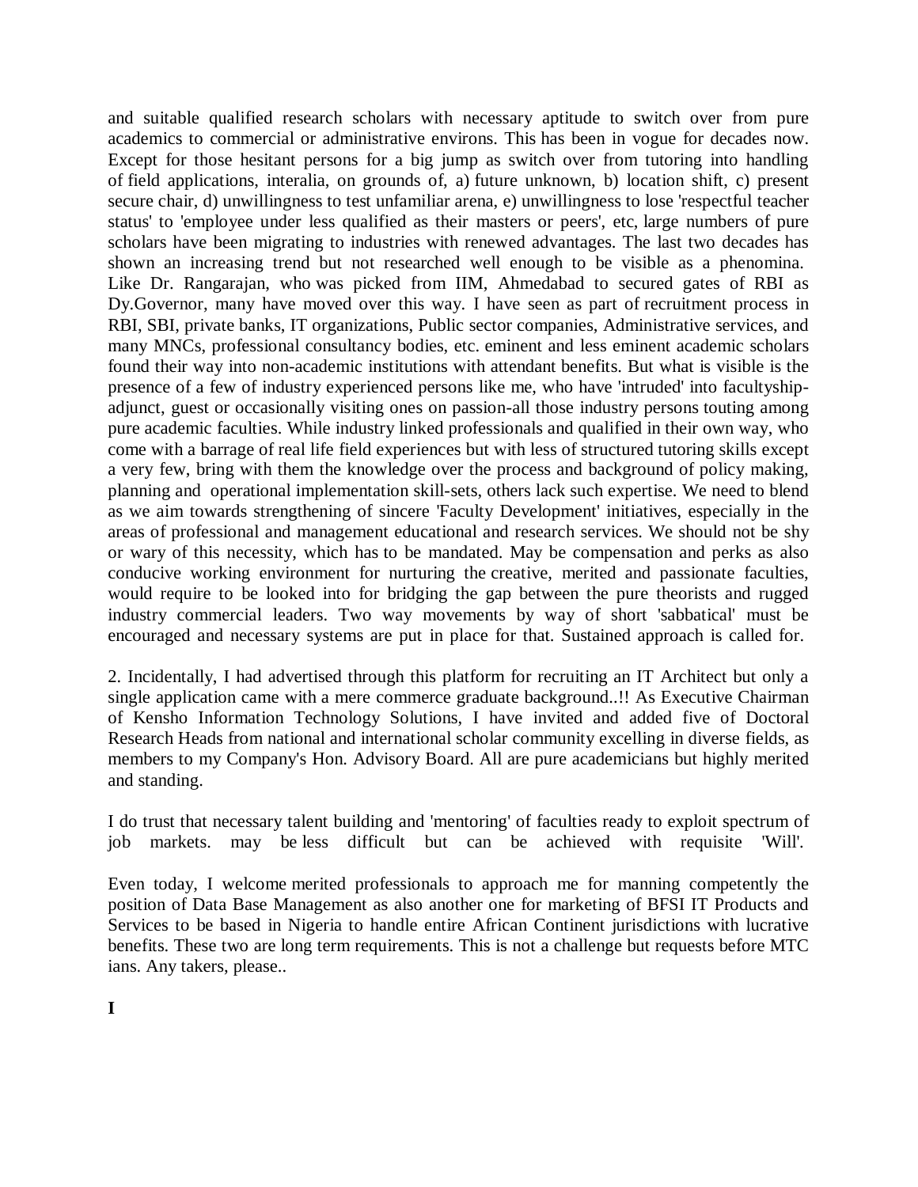and suitable qualified research scholars with necessary aptitude to switch over from pure academics to commercial or administrative environs. This has been in vogue for decades now. Except for those hesitant persons for a big jump as switch over from tutoring into handling of field applications, interalia, on grounds of, a) future unknown, b) location shift, c) present secure chair, d) unwillingness to test unfamiliar arena, e) unwillingness to lose 'respectful teacher status' to 'employee under less qualified as their masters or peers', etc, large numbers of pure scholars have been migrating to industries with renewed advantages. The last two decades has shown an increasing trend but not researched well enough to be visible as a phenomina. Like Dr. Rangarajan, who was picked from IIM, Ahmedabad to secured gates of RBI as Dy.Governor, many have moved over this way. I have seen as part of recruitment process in RBI, SBI, private banks, IT organizations, Public sector companies, Administrative services, and many MNCs, professional consultancy bodies, etc. eminent and less eminent academic scholars found their way into non-academic institutions with attendant benefits. But what is visible is the presence of a few of industry experienced persons like me, who have 'intruded' into facultyship-adjunct, guest or occasionally visiting ones on passion-all those industry persons touting among pure academic faculties. While industry linked professionals and qualified in their own way, who come with a barrage of real life field experiences but with less of structured tutoring skills except a very few, bring with them the knowledge over the process and background of policy making, planning and operational implementation skill-sets, others lack such expertise. We need to blend as we aim towards strengthening of sincere 'Faculty Development' initiatives, especially in the areas of professional and management educational and research services. We should not be shy or wary of this necessity, which has to be mandated. May be compensation and perks as also conducive working environment for nurturing the creative, merited and passionate faculties, would require to be looked into for bridging the gap between the pure theorists and rugged industry commercial leaders. Two way movements by way of short 'sabbatical' must be encouraged and necessary systems are put in place for that. Sustained approach is called for.

2. Incidentally, I had advertised through this platform for recruiting an IT Architect but only a single application came with a mere commerce graduate background..!! As Executive Chairman of Kensho Information Technology Solutions, I have invited and added five of Doctoral Research Heads from national and international scholar community excelling in diverse fields, as members to my Company's Hon. Advisory Board. All are pure academicians but highly merited and standing.

I do trust that necessary talent building and 'mentoring' of faculties ready to exploit spectrum of job markets. may be less difficult but can be achieved with requisite 'Will'.

Even today, I welcome merited professionals to approach me for manning competently the position of Data Base Management as also another one for marketing of BFSI IT Products and Services to be based in Nigeria to handle entire African Continent jurisdictions with lucrative benefits. These two are long term requirements. This is not a challenge but requests before MTC ians. Any takers, please..

**I**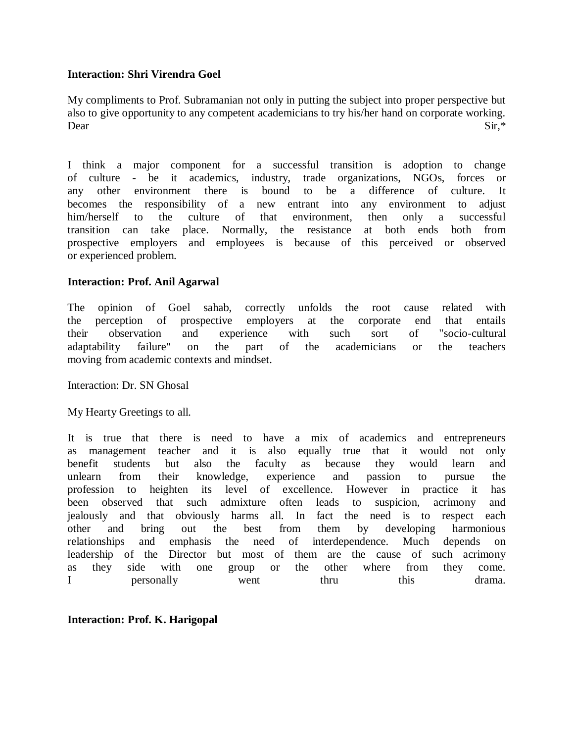**Interaction: Shri Virendra Goel**

My compliments to Prof. Subramanian not only in putting the subject into proper perspective but also to give opportunity to any competent academicians to try his/her hand on corporate working. Dear Sir,*

I think a major component for a successful transition is adoption to change of culture - be it academics, industry, trade organizations, NGOs, forces or any other environment there is bound to be a difference of culture. It becomes the responsibility of a new entrant into any environment to adjust him/herself to the culture of that environment, then only a successful transition can take place. Normally, the resistance at both ends both from prospective employers and employees is because of this perceived or observed or experienced problem.

**Interaction: Prof. Anil Agarwal**

The opinion of Goel sahab, correctly unfolds the root cause related with the perception of prospective employers at the corporate end that entails their observation and experience with such sort of "socio-cultural adaptability failure" on the part of the academicians or the teachers moving from academic contexts and mindset.

Interaction: Dr. SN Ghosal

My Hearty Greetings to all.

It is true that there is need to have a mix of academics and entrepreneurs as management teacher and it is also equally true that it would not only benefit students but also the faculty as because they would learn and unlearn from their knowledge, experience and passion to pursue the profession to heighten its level of excellence. However in practice it has been observed that such admixture often leads to suspicion, acrimony and jealously and that obviously harms all. In fact the need is to respect each other and bring out the best from them by developing harmonious relationships and emphasis the need of interdependence. Much depends on leadership of the Director but most of them are the cause of such acrimony as they side with one group or the other where from they come. I personally went thru this drama.

**Interaction: Prof. K. Harigopal**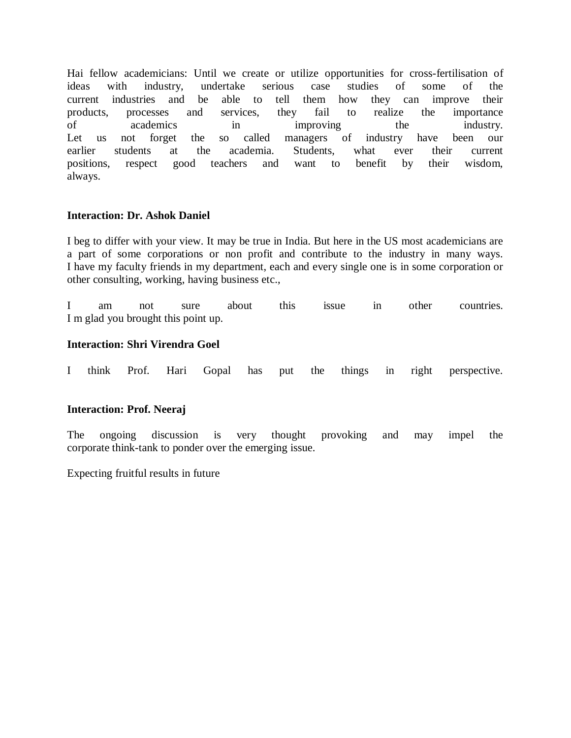Hai fellow academicians: Until we create or utilize opportunities for cross-fertilisation of ideas with industry, undertake serious case studies of some of the current industries and be able to tell them how they can improve their products, processes and services, they fail to realize the importance of academics in improving the industry.
Let us not forget the so called managers of industry have been our earlier students at the academia. Students, what ever their current positions, respect good teachers and want to benefit by their wisdom, always.

**Interaction: Dr. Ashok Daniel**

I beg to differ with your view. It may be true in India. But here in the US most academicians are a part of some corporations or non profit and contribute to the industry in many ways.
I have my faculty friends in my department, each and every single one is in some corporation or other consulting, working, having business etc.,

I am not sure about this issue in other countries.
I m glad you brought this point up.

**Interaction: Shri Virendra Goel**

I think Prof. Hari Gopal has put the things in right perspective.

**Interaction: Prof. Neeraj**

The ongoing discussion is very thought provoking and may impel the corporate think-tank to ponder over the emerging issue.

Expecting fruitful results in future